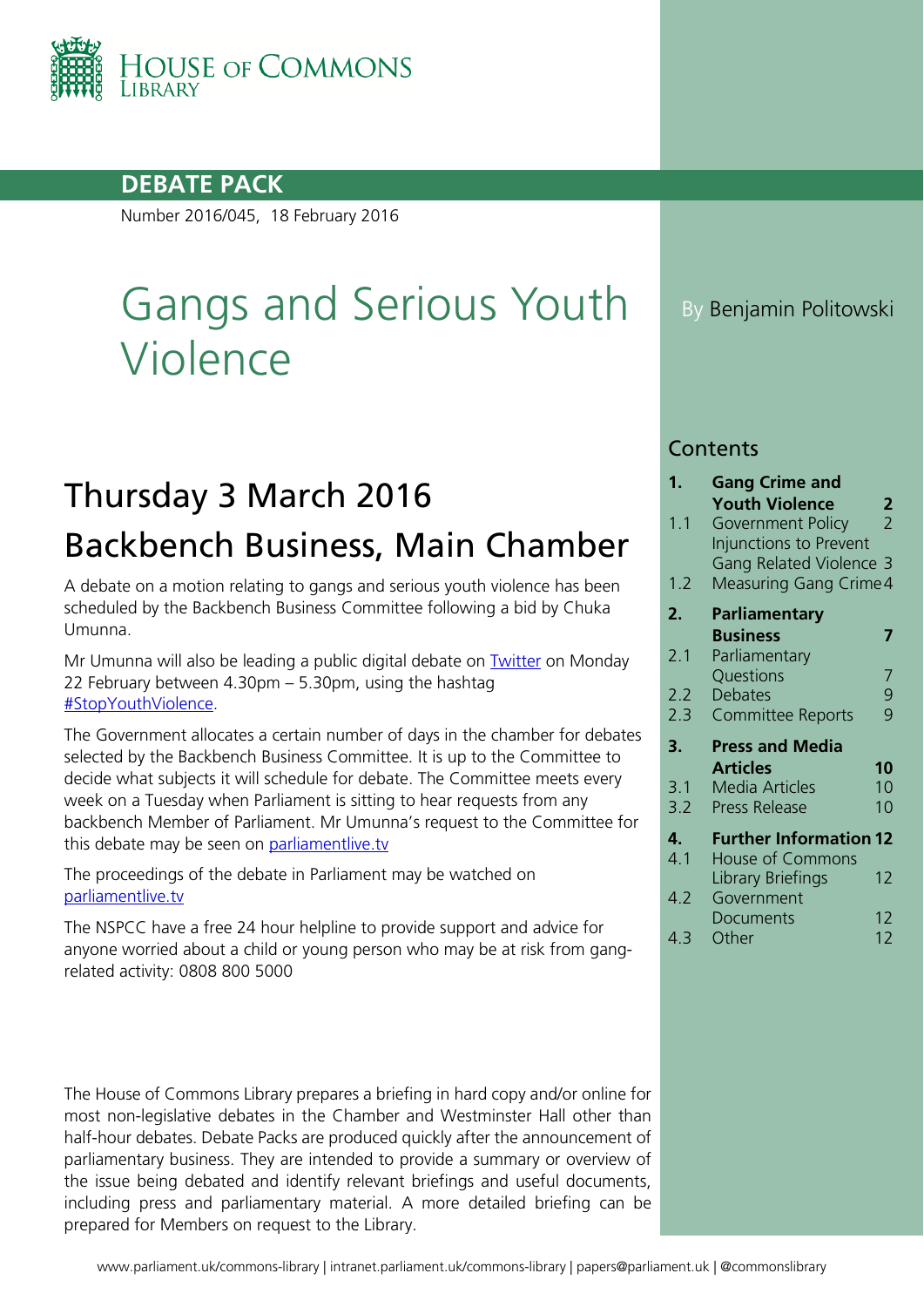HOUSE OF COMMONS LIBRARY

**DEBATE PACK**

Number 2016/045, 18 February 2016

# Gangs and Serious Youth Violence

By Benjamin Politowski

## Thursday 3 March 2016

## Backbench Business, Main Chamber

A debate on a motion relating to gangs and serious youth violence has been scheduled by the Backbench Business Committee following a bid by Chuka Umunna.

Mr Umunna will also be leading a public digital debate on Twitter on Monday 22 February between 4.30pm – 5.30pm, using the hashtag #StopYouthViolence.

The Government allocates a certain number of days in the chamber for debates selected by the Backbench Business Committee. It is up to the Committee to decide what subjects it will schedule for debate. The Committee meets every week on a Tuesday when Parliament is sitting to hear requests from any backbench Member of Parliament. Mr Umunna's request to the Committee for this debate may be seen on parliamentlive.tv

The proceedings of the debate in Parliament may be watched on parliamentlive.tv

The NSPCC have a free 24 hour helpline to provide support and advice for anyone worried about a child or young person who may be at risk from gang-related activity: 0808 800 5000

The House of Commons Library prepares a briefing in hard copy and/or online for most non-legislative debates in the Chamber and Westminster Hall other than half-hour debates. Debate Packs are produced quickly after the announcement of parliamentary business. They are intended to provide a summary or overview of the issue being debated and identify relevant briefings and useful documents, including press and parliamentary material. A more detailed briefing can be prepared for Members on request to the Library.

## Contents

| | | |
|---|---|---|
| **1.** | **Gang Crime and Youth Violence** | **2** |
| 1.1 | Government Policy | 2 |
| | Injunctions to Prevent Gang Related Violence | 3 |
| 1.2 | Measuring Gang Crime | 4 |
| **2.** | **Parliamentary Business** | **7** |
| 2.1 | Parliamentary Questions | 7 |
| 2.2 | Debates | 9 |
| 2.3 | Committee Reports | 9 |
| **3.** | **Press and Media Articles** | **10** |
| 3.1 | Media Articles | 10 |
| 3.2 | Press Release | 10 |
| **4.** | **Further Information** | **12** |
| 4.1 | House of Commons Library Briefings | 12 |
| 4.2 | Government Documents | 12 |
| 4.3 | Other | 12 |

www.parliament.uk/commons-library | intranet.parliament.uk/commons-library | papers@parliament.uk | @commonslibrary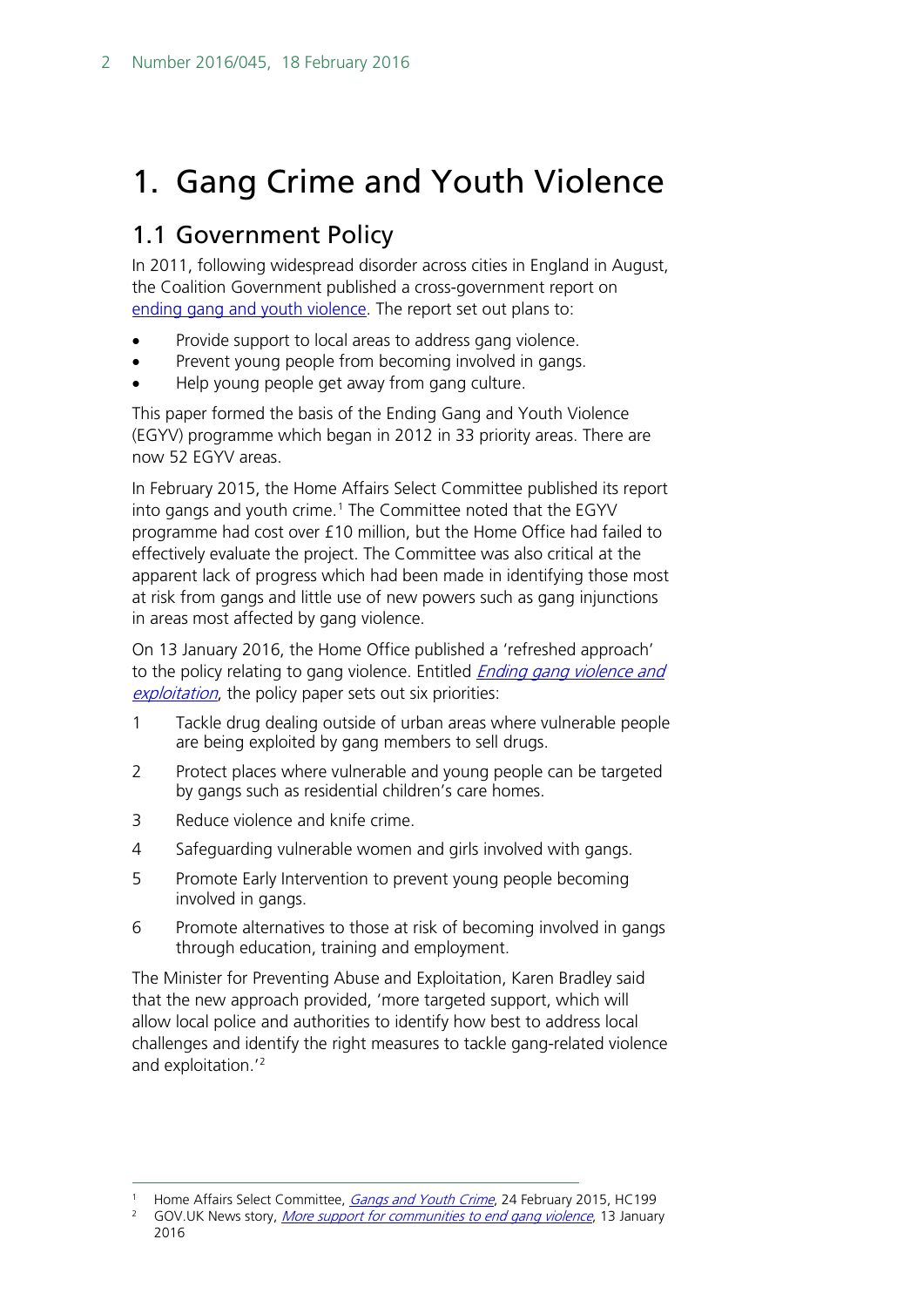# 1. Gang Crime and Youth Violence

## 1.1 Government Policy

In 2011, following widespread disorder across cities in England in August, the Coalition Government published a cross-government report on ending gang and youth violence. The report set out plans to:

- Provide support to local areas to address gang violence.
- Prevent young people from becoming involved in gangs.
- Help young people get away from gang culture.

This paper formed the basis of the Ending Gang and Youth Violence (EGYV) programme which began in 2012 in 33 priority areas. There are now 52 EGYV areas.

In February 2015, the Home Affairs Select Committee published its report into gangs and youth crime.[1] The Committee noted that the EGYV programme had cost over £10 million, but the Home Office had failed to effectively evaluate the project. The Committee was also critical at the apparent lack of progress which had been made in identifying those most at risk from gangs and little use of new powers such as gang injunctions in areas most affected by gang violence.

On 13 January 2016, the Home Office published a 'refreshed approach' to the policy relating to gang violence. Entitled *Ending gang violence and exploitation*, the policy paper sets out six priorities:

1. Tackle drug dealing outside of urban areas where vulnerable people are being exploited by gang members to sell drugs.
2. Protect places where vulnerable and young people can be targeted by gangs such as residential children's care homes.
3. Reduce violence and knife crime.
4. Safeguarding vulnerable women and girls involved with gangs.
5. Promote Early Intervention to prevent young people becoming involved in gangs.
6. Promote alternatives to those at risk of becoming involved in gangs through education, training and employment.

The Minister for Preventing Abuse and Exploitation, Karen Bradley said that the new approach provided, 'more targeted support, which will allow local police and authorities to identify how best to address local challenges and identify the right measures to tackle gang-related violence and exploitation.'[2]

---

[1] Home Affairs Select Committee, *Gangs and Youth Crime*, 24 February 2015, HC199

[2] GOV.UK News story, *More support for communities to end gang violence*, 13 January 2016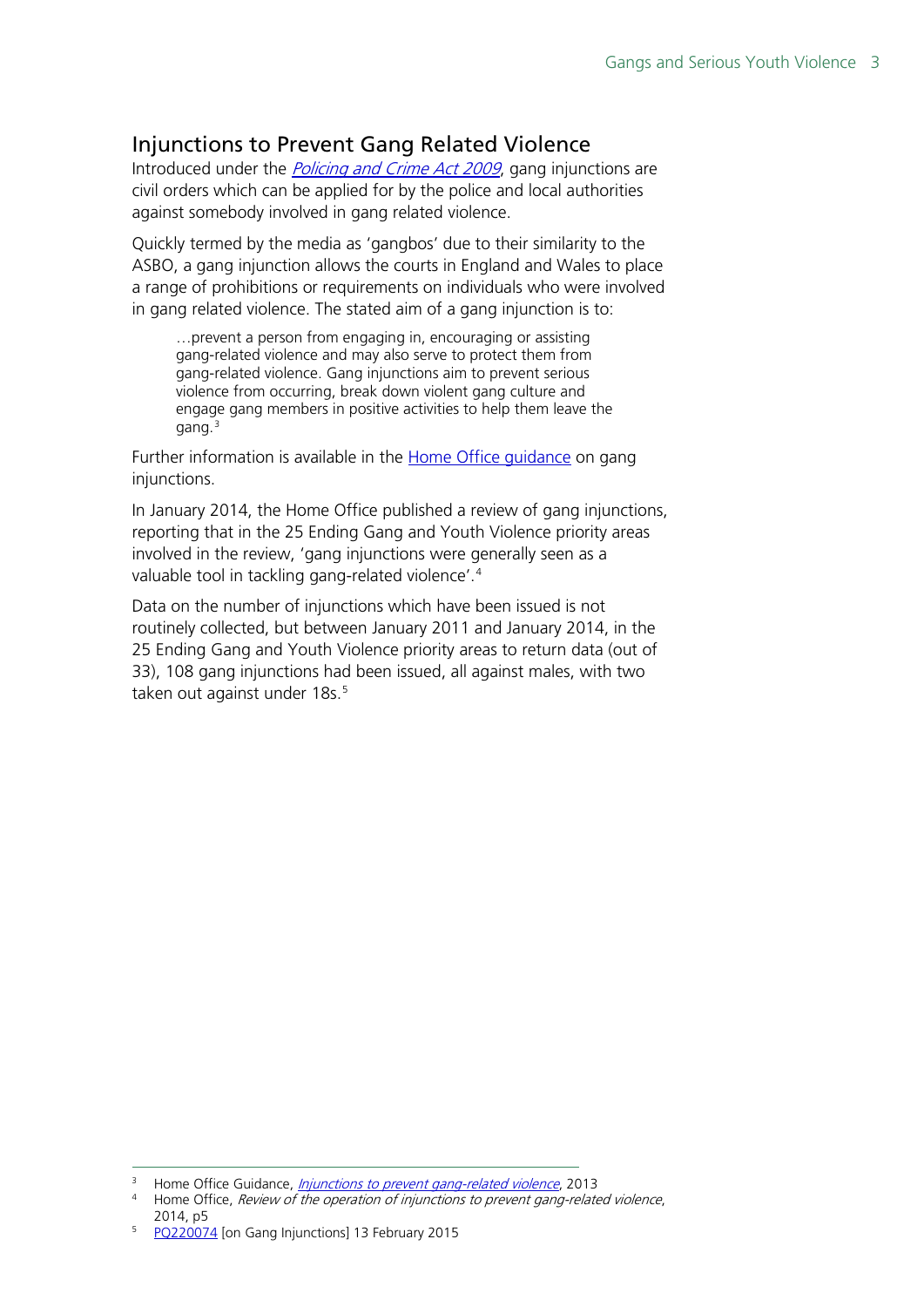## Injunctions to Prevent Gang Related Violence

Introduced under the *Policing and Crime Act 2009*, gang injunctions are civil orders which can be applied for by the police and local authorities against somebody involved in gang related violence.

Quickly termed by the media as 'gangbos' due to their similarity to the ASBO, a gang injunction allows the courts in England and Wales to place a range of prohibitions or requirements on individuals who were involved in gang related violence. The stated aim of a gang injunction is to:

> …prevent a person from engaging in, encouraging or assisting gang-related violence and may also serve to protect them from gang-related violence. Gang injunctions aim to prevent serious violence from occurring, break down violent gang culture and engage gang members in positive activities to help them leave the gang.[3]

Further information is available in the Home Office guidance on gang injunctions.

In January 2014, the Home Office published a review of gang injunctions, reporting that in the 25 Ending Gang and Youth Violence priority areas involved in the review, 'gang injunctions were generally seen as a valuable tool in tackling gang-related violence'.[4]

Data on the number of injunctions which have been issued is not routinely collected, but between January 2011 and January 2014, in the 25 Ending Gang and Youth Violence priority areas to return data (out of 33), 108 gang injunctions had been issued, all against males, with two taken out against under 18s.[5]

---

[3] Home Office Guidance, *Injunctions to prevent gang-related violence*, 2013

[4] Home Office, *Review of the operation of injunctions to prevent gang-related violence*, 2014, p5

[5] PQ220074 [on Gang Injunctions] 13 February 2015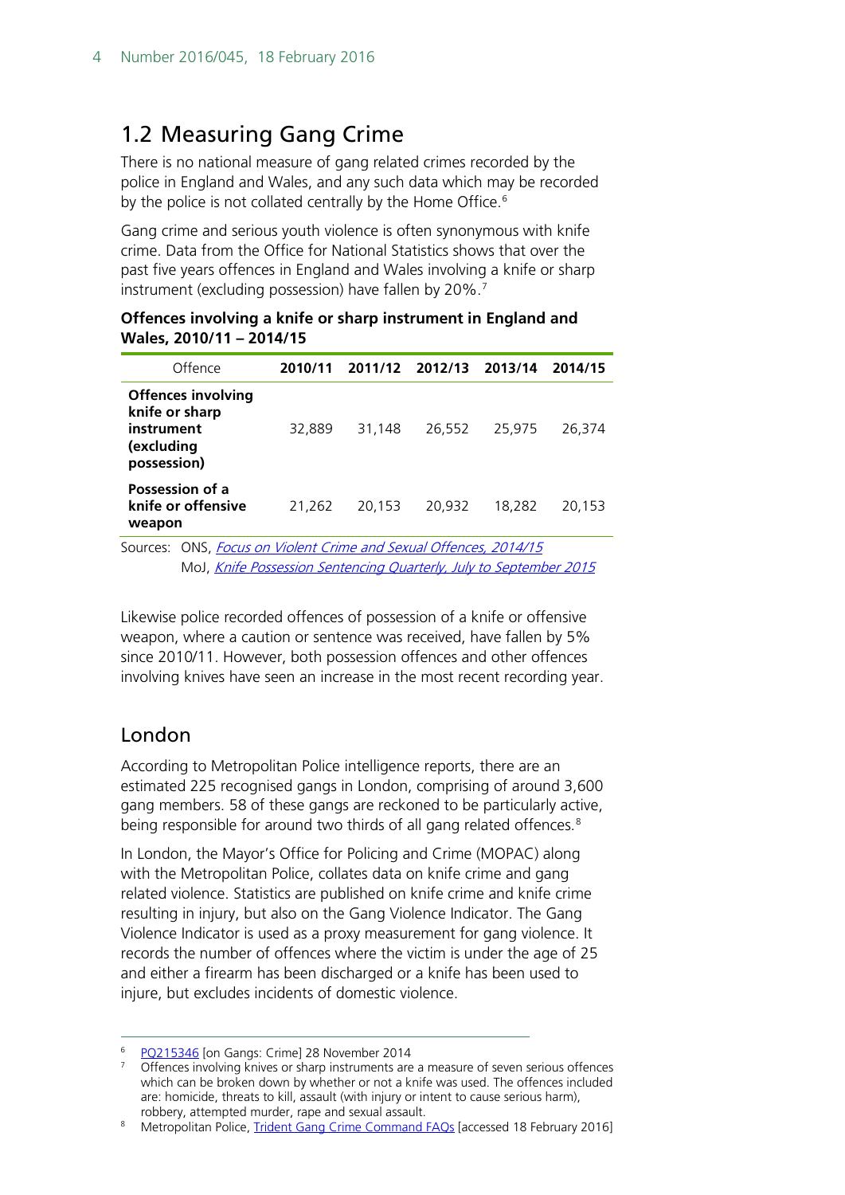## 1.2 Measuring Gang Crime

There is no national measure of gang related crimes recorded by the police in England and Wales, and any such data which may be recorded by the police is not collated centrally by the Home Office.[6]

Gang crime and serious youth violence is often synonymous with knife crime. Data from the Office for National Statistics shows that over the past five years offences in England and Wales involving a knife or sharp instrument (excluding possession) have fallen by 20%.[7]

**Offences involving a knife or sharp instrument in England and Wales, 2010/11 – 2014/15**

| Offence | 2010/11 | 2011/12 | 2012/13 | 2013/14 | 2014/15 |
|---|---|---|---|---|---|
| **Offences involving knife or sharp instrument (excluding possession)** | 32,889 | 31,148 | 26,552 | 25,975 | 26,374 |
| **Possession of a knife or offensive weapon** | 21,262 | 20,153 | 20,932 | 18,282 | 20,153 |

Sources: ONS, *Focus on Violent Crime and Sexual Offences, 2014/15*
MoJ, *Knife Possession Sentencing Quarterly, July to September 2015*

Likewise police recorded offences of possession of a knife or offensive weapon, where a caution or sentence was received, have fallen by 5% since 2010/11. However, both possession offences and other offences involving knives have seen an increase in the most recent recording year.

### London

According to Metropolitan Police intelligence reports, there are an estimated 225 recognised gangs in London, comprising of around 3,600 gang members. 58 of these gangs are reckoned to be particularly active, being responsible for around two thirds of all gang related offences.[8]

In London, the Mayor's Office for Policing and Crime (MOPAC) along with the Metropolitan Police, collates data on knife crime and gang related violence. Statistics are published on knife crime and knife crime resulting in injury, but also on the Gang Violence Indicator. The Gang Violence Indicator is used as a proxy measurement for gang violence. It records the number of offences where the victim is under the age of 25 and either a firearm has been discharged or a knife has been used to injure, but excludes incidents of domestic violence.

---

[6] PQ215346 [on Gangs: Crime] 28 November 2014

[7] Offences involving knives or sharp instruments are a measure of seven serious offences which can be broken down by whether or not a knife was used. The offences included are: homicide, threats to kill, assault (with injury or intent to cause serious harm), robbery, attempted murder, rape and sexual assault.

[8] Metropolitan Police, Trident Gang Crime Command FAQs [accessed 18 February 2016]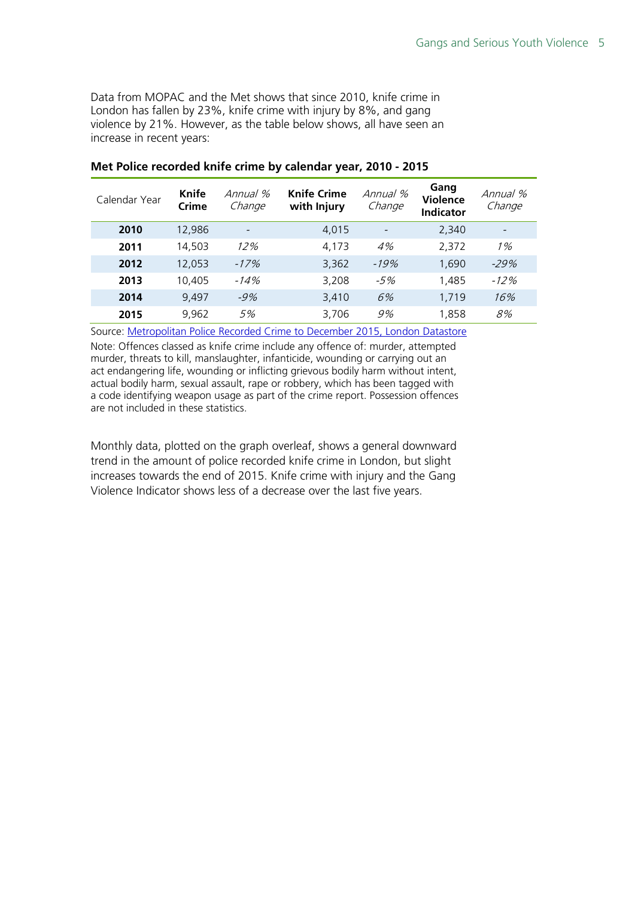Data from MOPAC and the Met shows that since 2010, knife crime in London has fallen by 23%, knife crime with injury by 8%, and gang violence by 21%. However, as the table below shows, all have seen an increase in recent years:

**Met Police recorded knife crime by calendar year, 2010 - 2015**

| Calendar Year | Knife Crime | *Annual % Change* | Knife Crime with Injury | *Annual % Change* | Gang Violence Indicator | *Annual % Change* |
|---|---|---|---|---|---|---|
| **2010** | 12,986 | - | 4,015 | - | 2,340 | - |
| **2011** | 14,503 | *12%* | 4,173 | *4%* | 2,372 | *1%* |
| **2012** | 12,053 | *-17%* | 3,362 | *-19%* | 1,690 | *-29%* |
| **2013** | 10,405 | *-14%* | 3,208 | *-5%* | 1,485 | *-12%* |
| **2014** | 9,497 | *-9%* | 3,410 | *6%* | 1,719 | *16%* |
| **2015** | 9,962 | *5%* | 3,706 | *9%* | 1,858 | *8%* |

Source: Metropolitan Police Recorded Crime to December 2015, London Datastore

Note: Offences classed as knife crime include any offence of: murder, attempted murder, threats to kill, manslaughter, infanticide, wounding or carrying out an act endangering life, wounding or inflicting grievous bodily harm without intent, actual bodily harm, sexual assault, rape or robbery, which has been tagged with a code identifying weapon usage as part of the crime report. Possession offences are not included in these statistics.

Monthly data, plotted on the graph overleaf, shows a general downward trend in the amount of police recorded knife crime in London, but slight increases towards the end of 2015. Knife crime with injury and the Gang Violence Indicator shows less of a decrease over the last five years.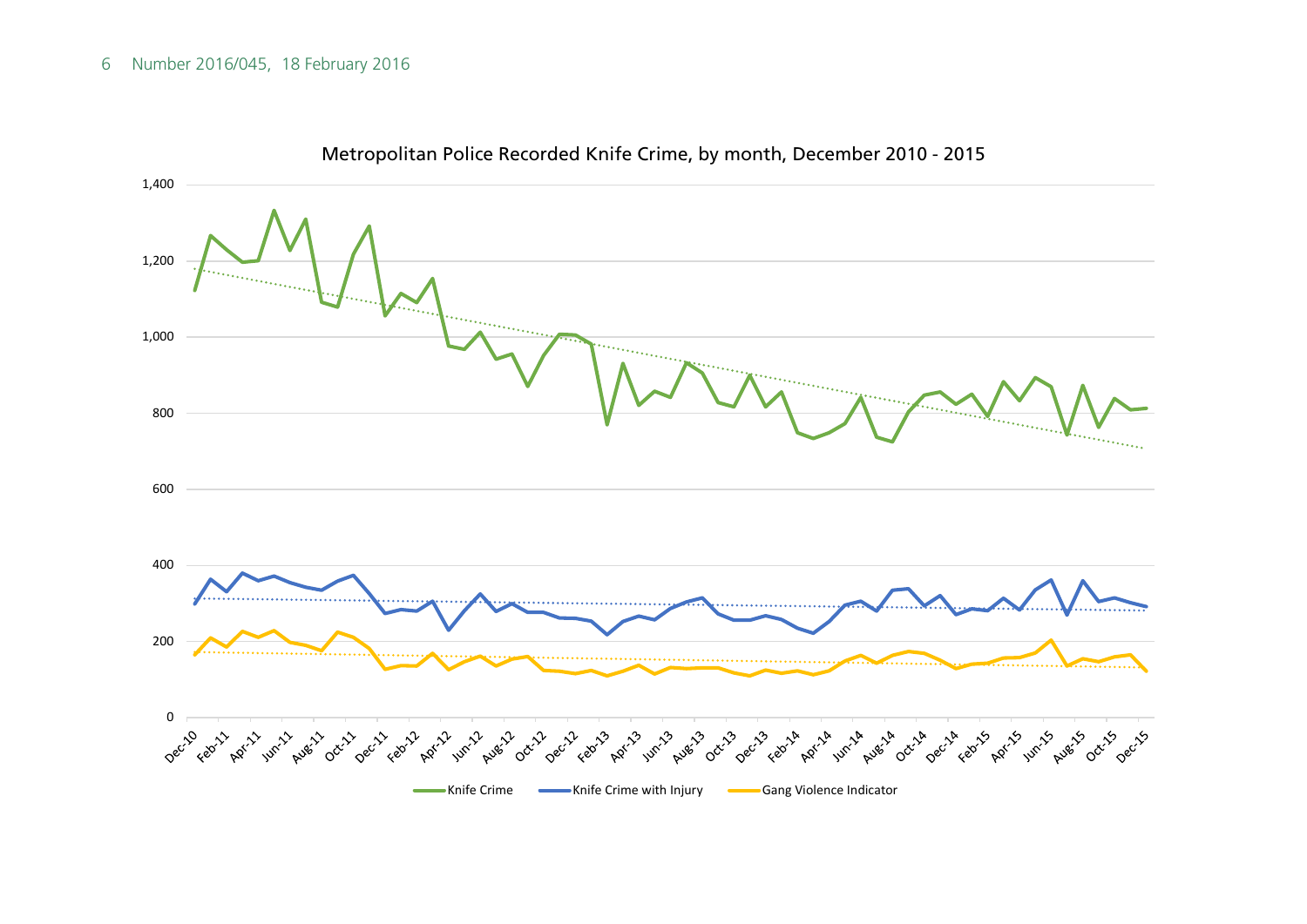Metropolitan Police Recorded Knife Crime, by month, December 2010 - 2015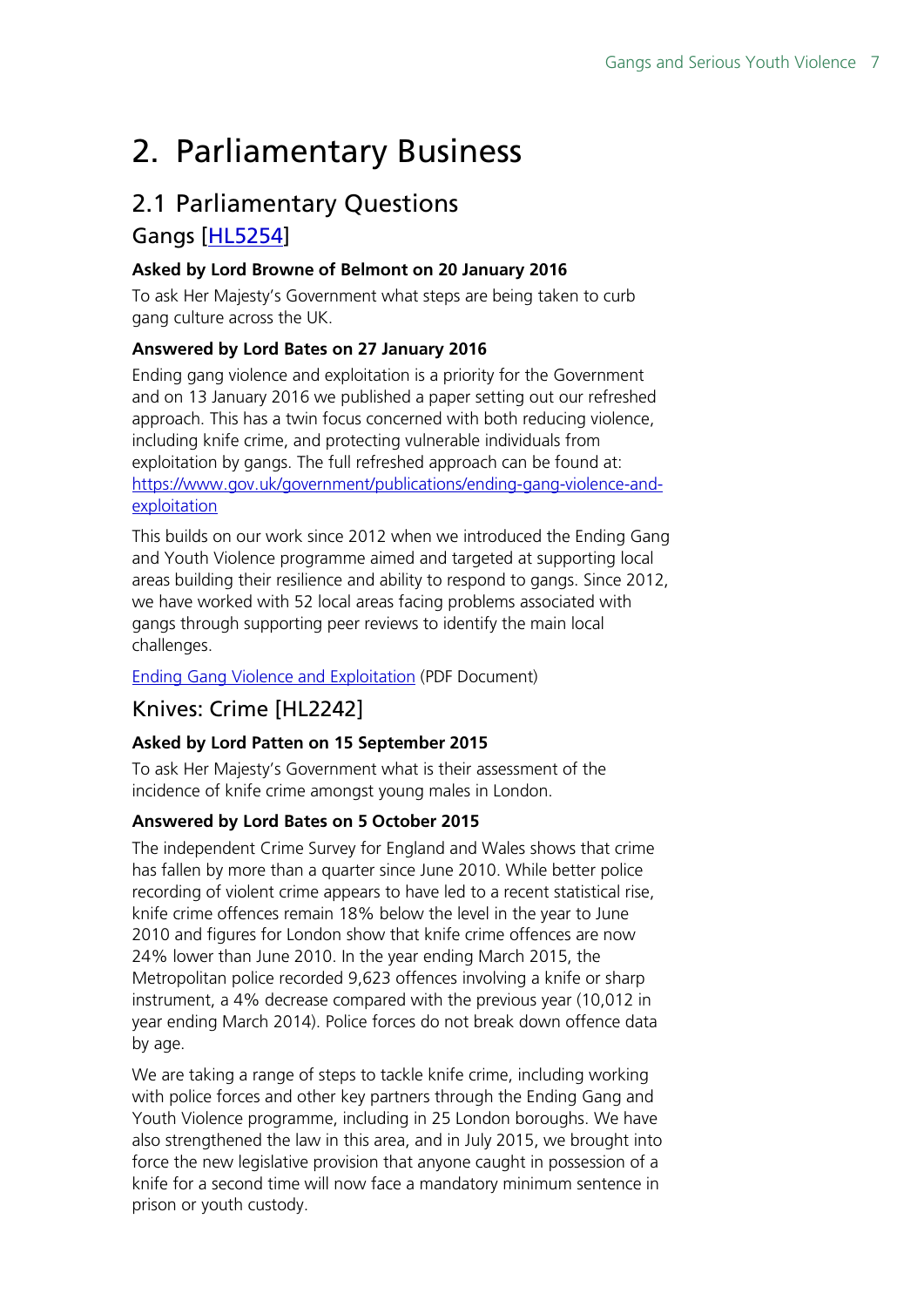# 2. Parliamentary Business

## 2.1 Parliamentary Questions

### Gangs [HL5254]

**Asked by Lord Browne of Belmont on 20 January 2016**

To ask Her Majesty's Government what steps are being taken to curb gang culture across the UK.

**Answered by Lord Bates on 27 January 2016**

Ending gang violence and exploitation is a priority for the Government and on 13 January 2016 we published a paper setting out our refreshed approach. This has a twin focus concerned with both reducing violence, including knife crime, and protecting vulnerable individuals from exploitation by gangs. The full refreshed approach can be found at: https://www.gov.uk/government/publications/ending-gang-violence-and-exploitation

This builds on our work since 2012 when we introduced the Ending Gang and Youth Violence programme aimed and targeted at supporting local areas building their resilience and ability to respond to gangs. Since 2012, we have worked with 52 local areas facing problems associated with gangs through supporting peer reviews to identify the main local challenges.

Ending Gang Violence and Exploitation (PDF Document)

### Knives: Crime [HL2242]

**Asked by Lord Patten on 15 September 2015**

To ask Her Majesty's Government what is their assessment of the incidence of knife crime amongst young males in London.

**Answered by Lord Bates on 5 October 2015**

The independent Crime Survey for England and Wales shows that crime has fallen by more than a quarter since June 2010. While better police recording of violent crime appears to have led to a recent statistical rise, knife crime offences remain 18% below the level in the year to June 2010 and figures for London show that knife crime offences are now 24% lower than June 2010. In the year ending March 2015, the Metropolitan police recorded 9,623 offences involving a knife or sharp instrument, a 4% decrease compared with the previous year (10,012 in year ending March 2014). Police forces do not break down offence data by age.

We are taking a range of steps to tackle knife crime, including working with police forces and other key partners through the Ending Gang and Youth Violence programme, including in 25 London boroughs. We have also strengthened the law in this area, and in July 2015, we brought into force the new legislative provision that anyone caught in possession of a knife for a second time will now face a mandatory minimum sentence in prison or youth custody.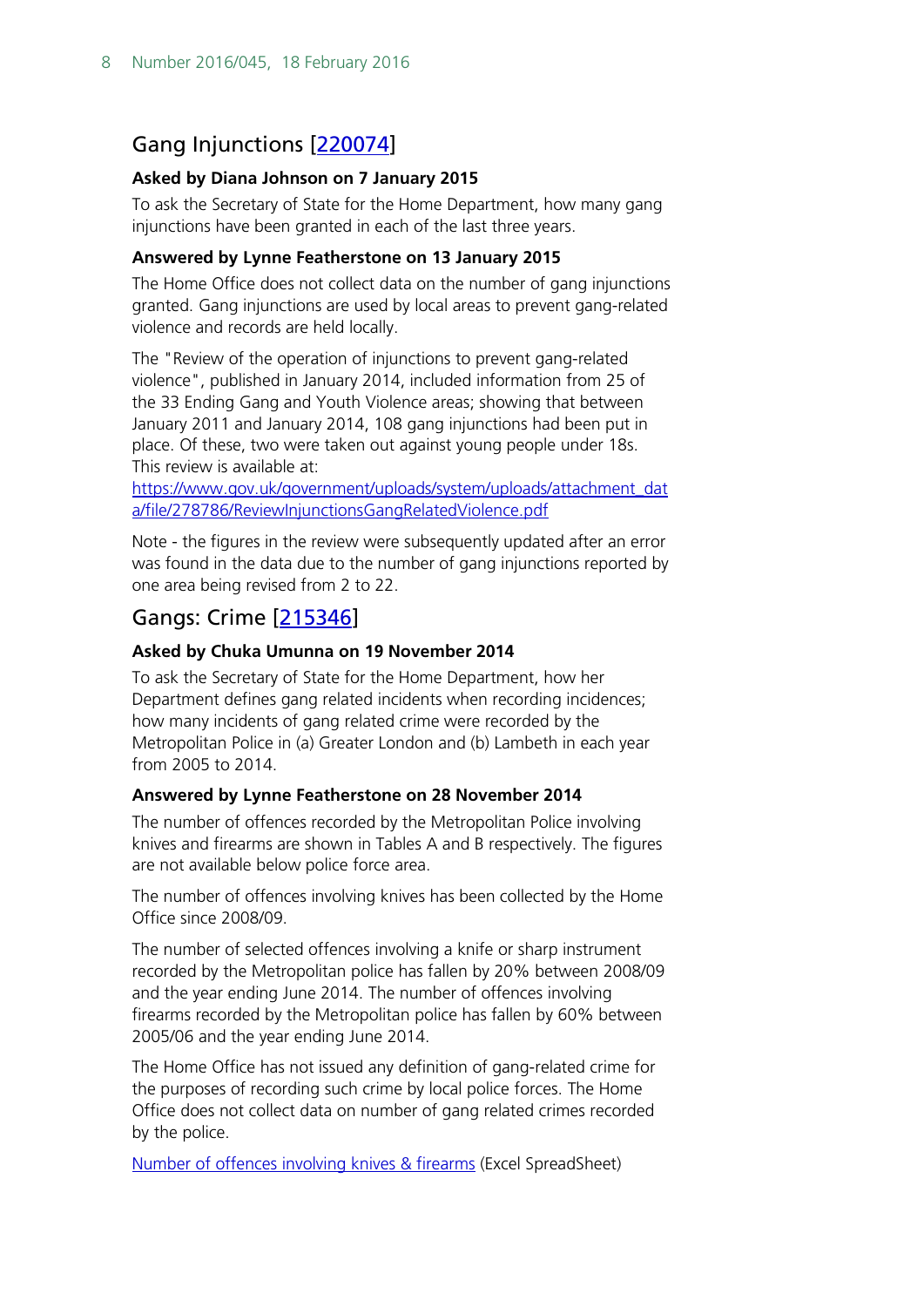## Gang Injunctions [[220074](220074)]

**Asked by Diana Johnson on 7 January 2015**

To ask the Secretary of State for the Home Department, how many gang injunctions have been granted in each of the last three years.

**Answered by Lynne Featherstone on 13 January 2015**

The Home Office does not collect data on the number of gang injunctions granted. Gang injunctions are used by local areas to prevent gang-related violence and records are held locally.

The "Review of the operation of injunctions to prevent gang-related violence", published in January 2014, included information from 25 of the 33 Ending Gang and Youth Violence areas; showing that between January 2011 and January 2014, 108 gang injunctions had been put in place. Of these, two were taken out against young people under 18s. This review is available at: [https://www.gov.uk/government/uploads/system/uploads/attachment_data/file/278786/ReviewInjunctionsGangRelatedViolence.pdf](https://www.gov.uk/government/uploads/system/uploads/attachment_data/file/278786/ReviewInjunctionsGangRelatedViolence.pdf)

Note - the figures in the review were subsequently updated after an error was found in the data due to the number of gang injunctions reported by one area being revised from 2 to 22.

## Gangs: Crime [[215346](215346)]

**Asked by Chuka Umunna on 19 November 2014**

To ask the Secretary of State for the Home Department, how her Department defines gang related incidents when recording incidences; how many incidents of gang related crime were recorded by the Metropolitan Police in (a) Greater London and (b) Lambeth in each year from 2005 to 2014.

**Answered by Lynne Featherstone on 28 November 2014**

The number of offences recorded by the Metropolitan Police involving knives and firearms are shown in Tables A and B respectively. The figures are not available below police force area.

The number of offences involving knives has been collected by the Home Office since 2008/09.

The number of selected offences involving a knife or sharp instrument recorded by the Metropolitan police has fallen by 20% between 2008/09 and the year ending June 2014. The number of offences involving firearms recorded by the Metropolitan police has fallen by 60% between 2005/06 and the year ending June 2014.

The Home Office has not issued any definition of gang-related crime for the purposes of recording such crime by local police forces. The Home Office does not collect data on number of gang related crimes recorded by the police.

[Number of offences involving knives & firearms](Number of offences involving knives & firearms) (Excel SpreadSheet)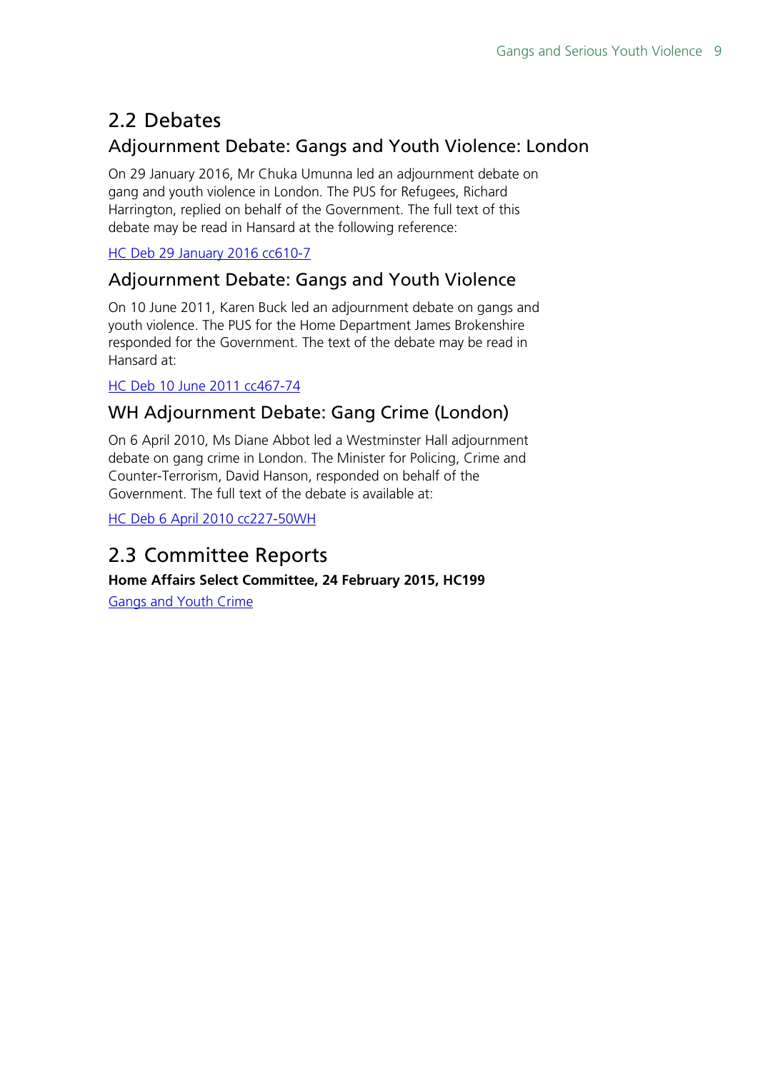## 2.2 Debates

### Adjournment Debate: Gangs and Youth Violence: London

On 29 January 2016, Mr Chuka Umunna led an adjournment debate on gang and youth violence in London. The PUS for Refugees, Richard Harrington, replied on behalf of the Government. The full text of this debate may be read in Hansard at the following reference:

HC Deb 29 January 2016 cc610-7

### Adjournment Debate: Gangs and Youth Violence

On 10 June 2011, Karen Buck led an adjournment debate on gangs and youth violence. The PUS for the Home Department James Brokenshire responded for the Government. The text of the debate may be read in Hansard at:

HC Deb 10 June 2011 cc467-74

### WH Adjournment Debate: Gang Crime (London)

On 6 April 2010, Ms Diane Abbot led a Westminster Hall adjournment debate on gang crime in London. The Minister for Policing, Crime and Counter-Terrorism, David Hanson, responded on behalf of the Government. The full text of the debate is available at:

HC Deb 6 April 2010 cc227-50WH

## 2.3 Committee Reports

**Home Affairs Select Committee, 24 February 2015, HC199**

Gangs and Youth Crime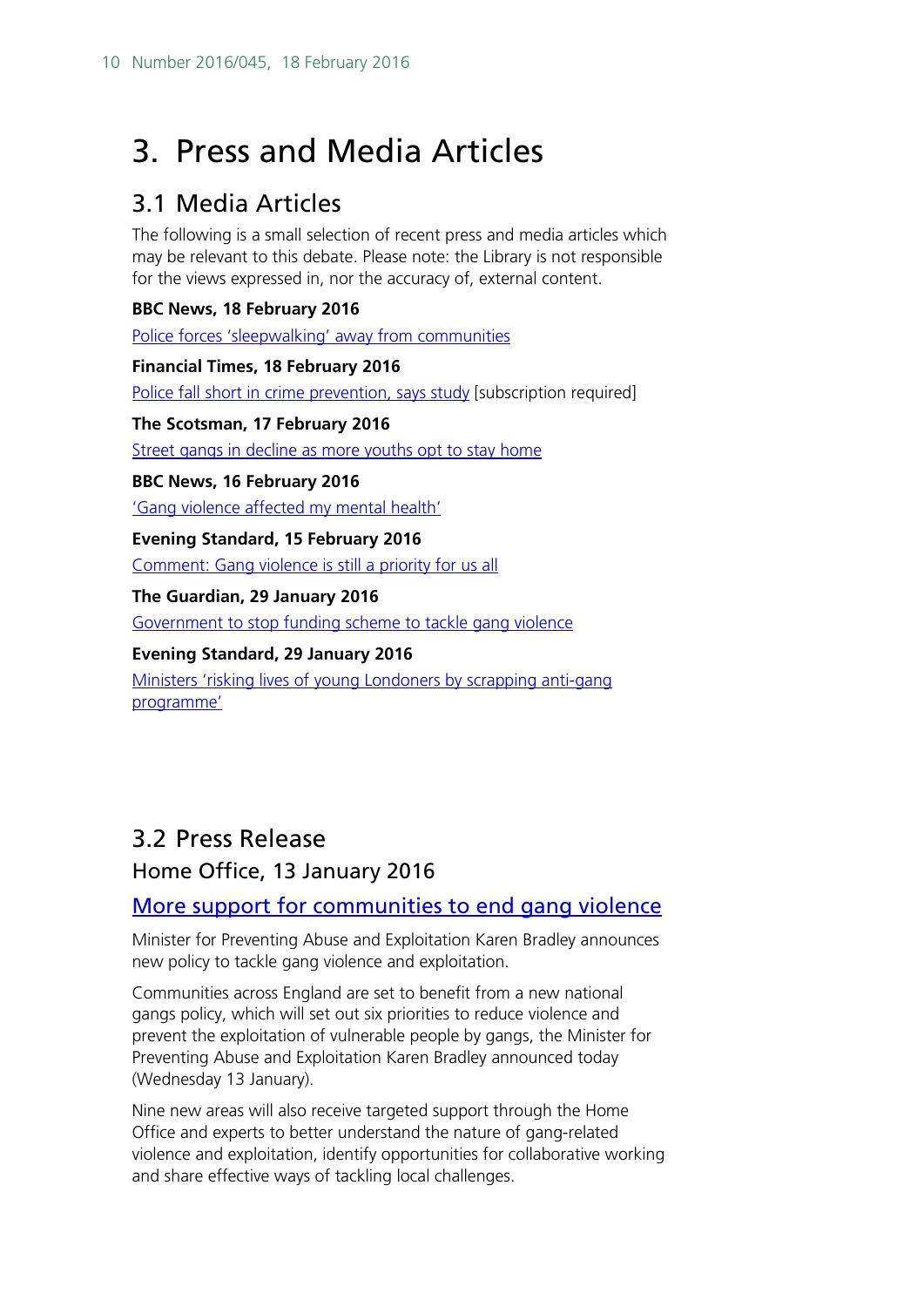# 3. Press and Media Articles

## 3.1 Media Articles

The following is a small selection of recent press and media articles which may be relevant to this debate. Please note: the Library is not responsible for the views expressed in, nor the accuracy of, external content.

**BBC News, 18 February 2016**

Police forces 'sleepwalking' away from communities

**Financial Times, 18 February 2016**

Police fall short in crime prevention, says study [subscription required]

**The Scotsman, 17 February 2016**

Street gangs in decline as more youths opt to stay home

**BBC News, 16 February 2016**

'Gang violence affected my mental health'

**Evening Standard, 15 February 2016**

Comment: Gang violence is still a priority for us all

**The Guardian, 29 January 2016**

Government to stop funding scheme to tackle gang violence

**Evening Standard, 29 January 2016**

Ministers 'risking lives of young Londoners by scrapping anti-gang programme'

## 3.2 Press Release

### Home Office, 13 January 2016

### More support for communities to end gang violence

Minister for Preventing Abuse and Exploitation Karen Bradley announces new policy to tackle gang violence and exploitation.

Communities across England are set to benefit from a new national gangs policy, which will set out six priorities to reduce violence and prevent the exploitation of vulnerable people by gangs, the Minister for Preventing Abuse and Exploitation Karen Bradley announced today (Wednesday 13 January).

Nine new areas will also receive targeted support through the Home Office and experts to better understand the nature of gang-related violence and exploitation, identify opportunities for collaborative working and share effective ways of tackling local challenges.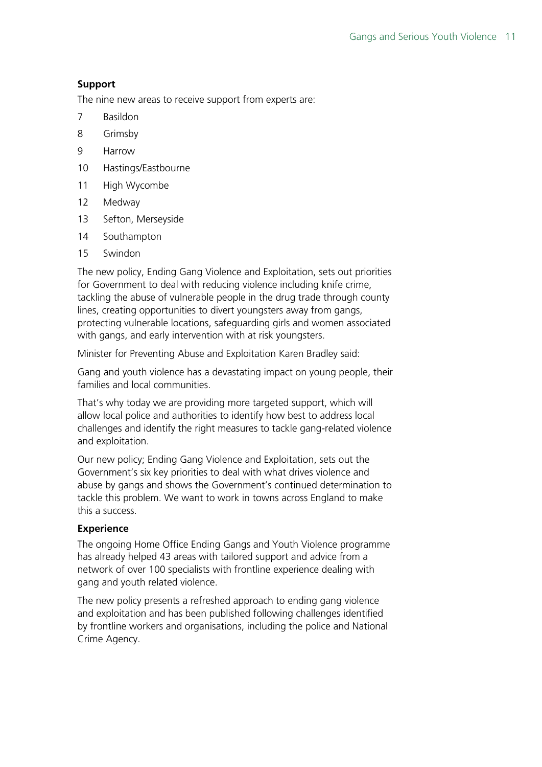**Support**

The nine new areas to receive support from experts are:

7 Basildon
8 Grimsby
9 Harrow
10 Hastings/Eastbourne
11 High Wycombe
12 Medway
13 Sefton, Merseyside
14 Southampton
15 Swindon

The new policy, Ending Gang Violence and Exploitation, sets out priorities for Government to deal with reducing violence including knife crime, tackling the abuse of vulnerable people in the drug trade through county lines, creating opportunities to divert youngsters away from gangs, protecting vulnerable locations, safeguarding girls and women associated with gangs, and early intervention with at risk youngsters.

Minister for Preventing Abuse and Exploitation Karen Bradley said:

Gang and youth violence has a devastating impact on young people, their families and local communities.

That's why today we are providing more targeted support, which will allow local police and authorities to identify how best to address local challenges and identify the right measures to tackle gang-related violence and exploitation.

Our new policy; Ending Gang Violence and Exploitation, sets out the Government's six key priorities to deal with what drives violence and abuse by gangs and shows the Government's continued determination to tackle this problem. We want to work in towns across England to make this a success.

**Experience**

The ongoing Home Office Ending Gangs and Youth Violence programme has already helped 43 areas with tailored support and advice from a network of over 100 specialists with frontline experience dealing with gang and youth related violence.

The new policy presents a refreshed approach to ending gang violence and exploitation and has been published following challenges identified by frontline workers and organisations, including the police and National Crime Agency.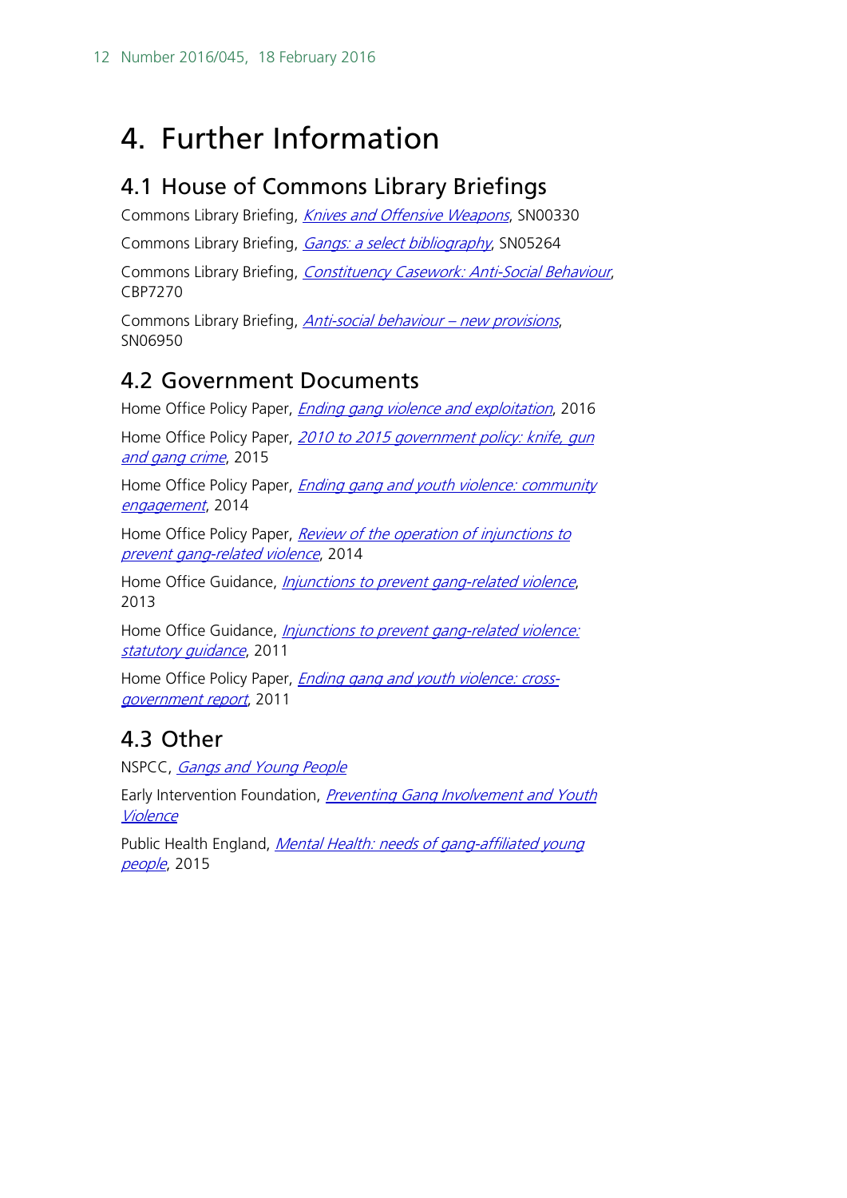# 4. Further Information

## 4.1 House of Commons Library Briefings

Commons Library Briefing, *Knives and Offensive Weapons*, SN00330

Commons Library Briefing, *Gangs: a select bibliography*, SN05264

Commons Library Briefing, *Constituency Casework: Anti-Social Behaviour*, CBP7270

Commons Library Briefing, *Anti-social behaviour – new provisions*, SN06950

## 4.2 Government Documents

Home Office Policy Paper, *Ending gang violence and exploitation*, 2016

Home Office Policy Paper, *2010 to 2015 government policy: knife, gun and gang crime*, 2015

Home Office Policy Paper, *Ending gang and youth violence: community engagement*, 2014

Home Office Policy Paper, *Review of the operation of injunctions to prevent gang-related violence*, 2014

Home Office Guidance, *Injunctions to prevent gang-related violence*, 2013

Home Office Guidance, *Injunctions to prevent gang-related violence: statutory guidance*, 2011

Home Office Policy Paper, *Ending gang and youth violence: cross-government report*, 2011

## 4.3 Other

NSPCC, *Gangs and Young People*

Early Intervention Foundation, *Preventing Gang Involvement and Youth Violence*

Public Health England, *Mental Health: needs of gang-affiliated young people*, 2015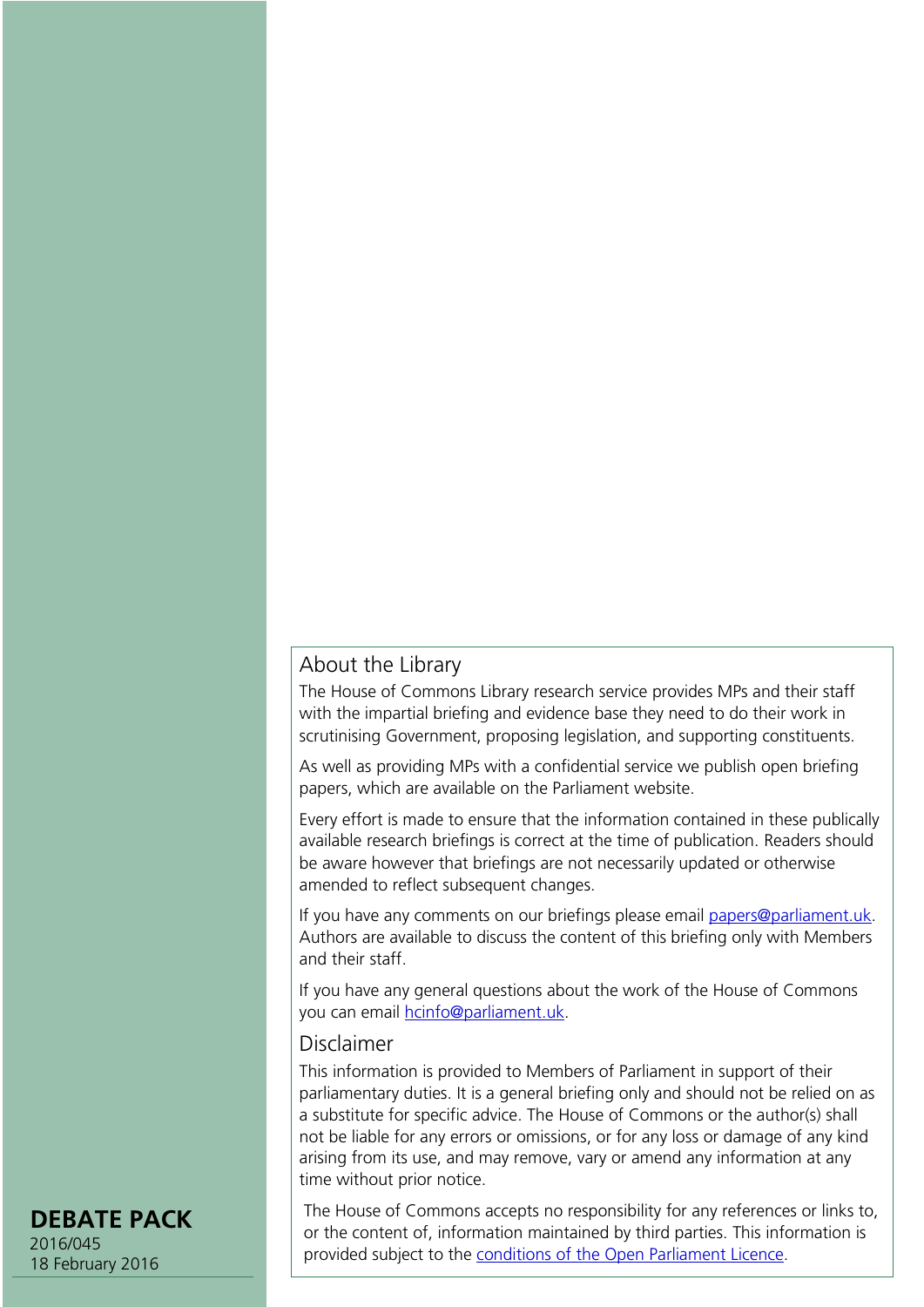## About the Library

The House of Commons Library research service provides MPs and their staff with the impartial briefing and evidence base they need to do their work in scrutinising Government, proposing legislation, and supporting constituents.

As well as providing MPs with a confidential service we publish open briefing papers, which are available on the Parliament website.

Every effort is made to ensure that the information contained in these publically available research briefings is correct at the time of publication. Readers should be aware however that briefings are not necessarily updated or otherwise amended to reflect subsequent changes.

If you have any comments on our briefings please email papers@parliament.uk. Authors are available to discuss the content of this briefing only with Members and their staff.

If you have any general questions about the work of the House of Commons you can email hcinfo@parliament.uk.

## Disclaimer

This information is provided to Members of Parliament in support of their parliamentary duties. It is a general briefing only and should not be relied on as a substitute for specific advice. The House of Commons or the author(s) shall not be liable for any errors or omissions, or for any loss or damage of any kind arising from its use, and may remove, vary or amend any information at any time without prior notice.

The House of Commons accepts no responsibility for any references or links to, or the content of, information maintained by third parties. This information is provided subject to the conditions of the Open Parliament Licence.

**DEBATE PACK**
2016/045
18 February 2016